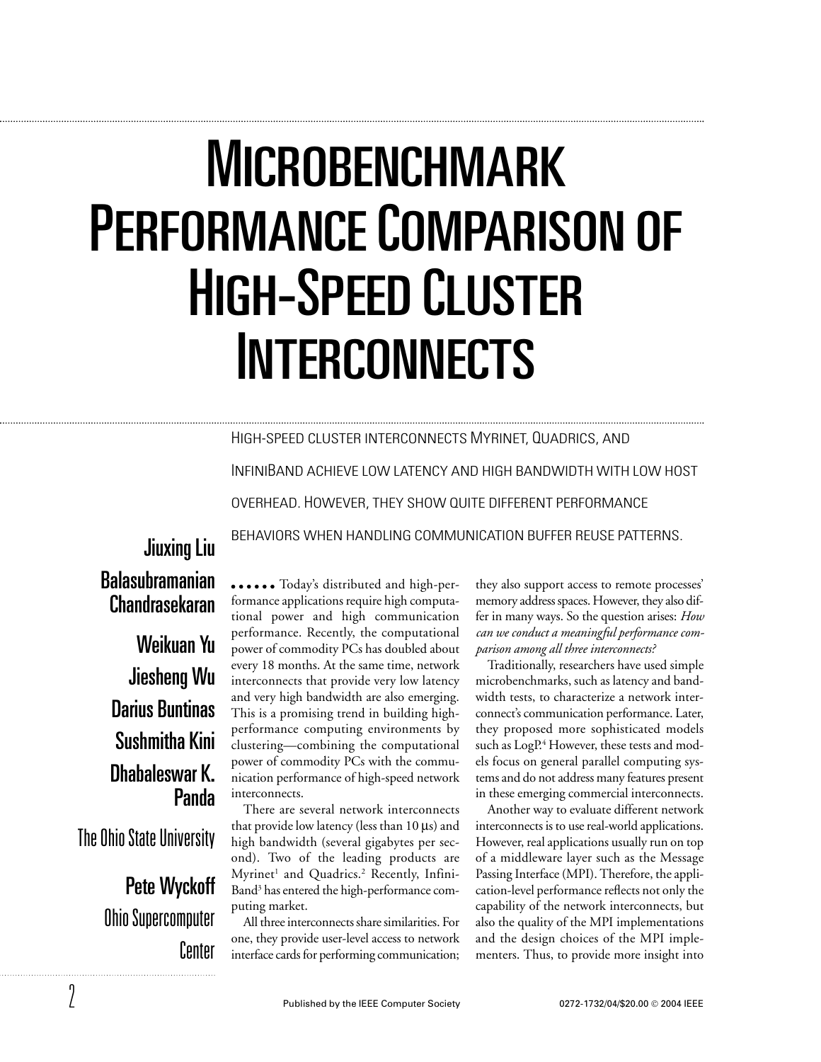# Microbenchmark Performance Comparison of High-Speed Cluster Interconnects

High-speed cluster interconnects Myrinet, Quadrics, and InfiniBand achieve low latency and high bandwidth with low host overhead. However, they show quite different performance behaviors when handling communication buffer reuse patterns.

**Jiuxing Liu**
**Balasubramanian Chandrasekaran**
**Weikuan Yu**
**Jiesheng Wu**
**Darius Buntinas**
**Sushmitha Kini**
**Dhabaleswar K. Panda**
The Ohio State University

**Pete Wyckoff**
Ohio Supercomputer Center

Today's distributed and high-performance applications require high computational power and high communication performance. Recently, the computational power of commodity PCs has doubled about every 18 months. At the same time, network interconnects that provide very low latency and very high bandwidth are also emerging. This is a promising trend in building high-performance computing environments by clustering—combining the computational power of commodity PCs with the communication performance of high-speed network interconnects.

There are several network interconnects that provide low latency (less than 10 μs) and high bandwidth (several gigabytes per second). Two of the leading products are Myrinet[1] and Quadrics.[2] Recently, InfiniBand[3] has entered the high-performance computing market.

All three interconnects share similarities. For one, they provide user-level access to network interface cards for performing communication; they also support access to remote processes' memory address spaces. However, they also differ in many ways. So the question arises: *How can we conduct a meaningful performance comparison among all three interconnects?*

Traditionally, researchers have used simple microbenchmarks, such as latency and bandwidth tests, to characterize a network interconnect's communication performance. Later, they proposed more sophisticated models such as LogP.[4] However, these tests and models focus on general parallel computing systems and do not address many features present in these emerging commercial interconnects.

Another way to evaluate different network interconnects is to use real-world applications. However, real applications usually run on top of a middleware layer such as the Message Passing Interface (MPI). Therefore, the application-level performance reflects not only the capability of the network interconnects, but also the quality of the MPI implementations and the design choices of the MPI implementers. Thus, to provide more insight into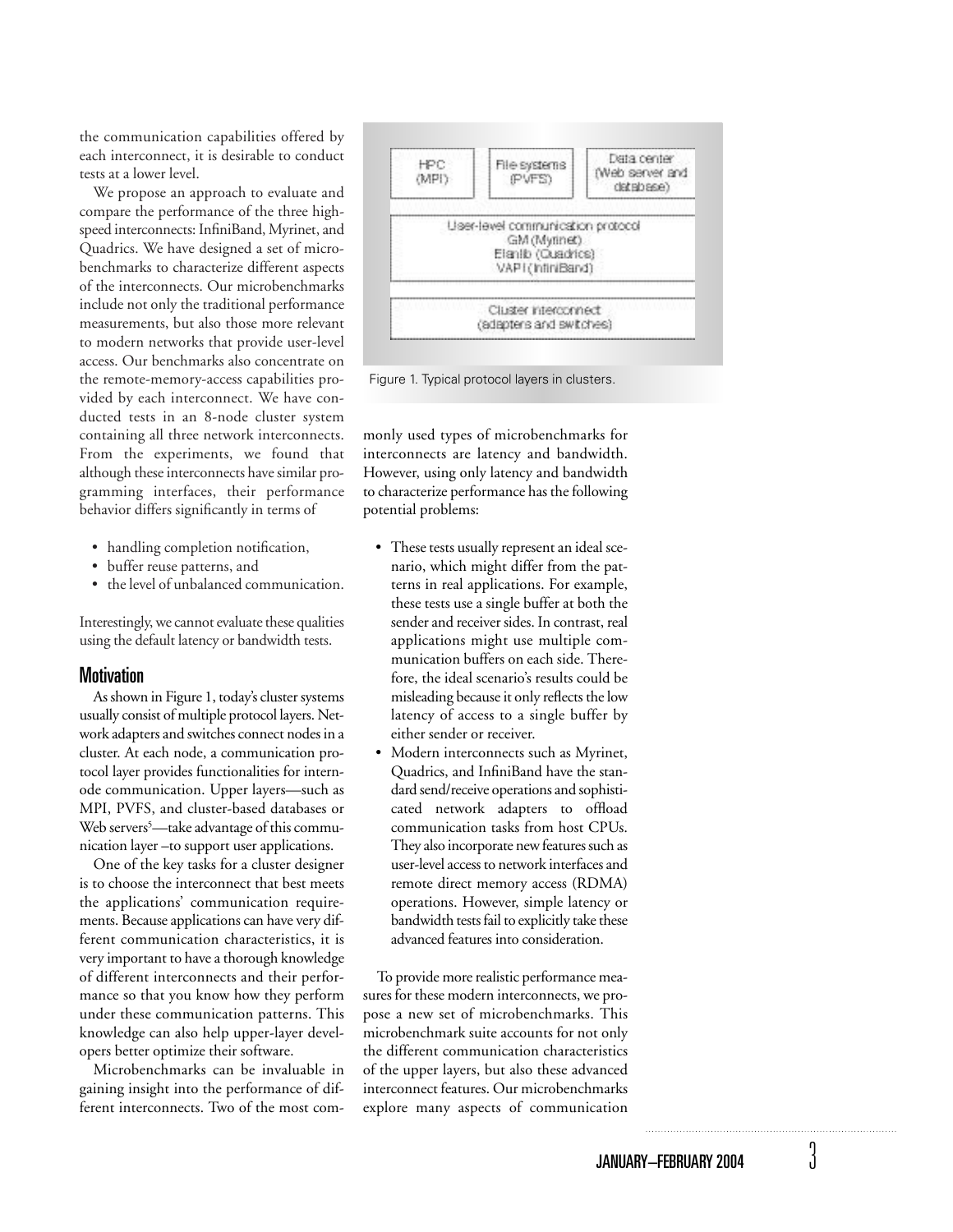the communication capabilities offered by each interconnect, it is desirable to conduct tests at a lower level.

We propose an approach to evaluate and compare the performance of the three high-speed interconnects: InfiniBand, Myrinet, and Quadrics. We have designed a set of microbenchmarks to characterize different aspects of the interconnects. Our microbenchmarks include not only the traditional performance measurements, but also those more relevant to modern networks that provide user-level access. Our benchmarks also concentrate on the remote-memory-access capabilities provided by each interconnect. We have conducted tests in an 8-node cluster system containing all three network interconnects. From the experiments, we found that although these interconnects have similar programming interfaces, their performance behavior differs significantly in terms of

- handling completion notification,
- buffer reuse patterns, and
- the level of unbalanced communication.

Interestingly, we cannot evaluate these qualities using the default latency or bandwidth tests.

## Motivation

As shown in Figure 1, today's cluster systems usually consist of multiple protocol layers. Network adapters and switches connect nodes in a cluster. At each node, a communication protocol layer provides functionalities for internode communication. Upper layers—such as MPI, PVFS, and cluster-based databases or Web servers[5]—take advantage of this communication layer –to support user applications.

One of the key tasks for a cluster designer is to choose the interconnect that best meets the applications' communication requirements. Because applications can have very different communication characteristics, it is very important to have a thorough knowledge of different interconnects and their performance so that you know how they perform under these communication patterns. This knowledge can also help upper-layer developers better optimize their software.

Microbenchmarks can be invaluable in gaining insight into the performance of different interconnects. Two of the most commonly used types of microbenchmarks for interconnects are latency and bandwidth. However, using only latency and bandwidth to characterize performance has the following potential problems:

| HPC (MPI) | File systems (PVFS) | Data center (Web server and database) |
|---|---|---|
| User-level communication protocol<br>GM (Myrinet)<br>Elanlib (Quadrics)<br>VAPI (InfiniBand) | | |
| Cluster interconnect<br>(adapters and switches) | | |

Figure 1. Typical protocol layers in clusters.

- These tests usually represent an ideal scenario, which might differ from the patterns in real applications. For example, these tests use a single buffer at both the sender and receiver sides. In contrast, real applications might use multiple communication buffers on each side. Therefore, the ideal scenario's results could be misleading because it only reflects the low latency of access to a single buffer by either sender or receiver.
- Modern interconnects such as Myrinet, Quadrics, and InfiniBand have the standard send/receive operations and sophisticated network adapters to offload communication tasks from host CPUs. They also incorporate new features such as user-level access to network interfaces and remote direct memory access (RDMA) operations. However, simple latency or bandwidth tests fail to explicitly take these advanced features into consideration.

To provide more realistic performance measures for these modern interconnects, we propose a new set of microbenchmarks. This microbenchmark suite accounts for not only the different communication characteristics of the upper layers, but also these advanced interconnect features. Our microbenchmarks explore many aspects of communication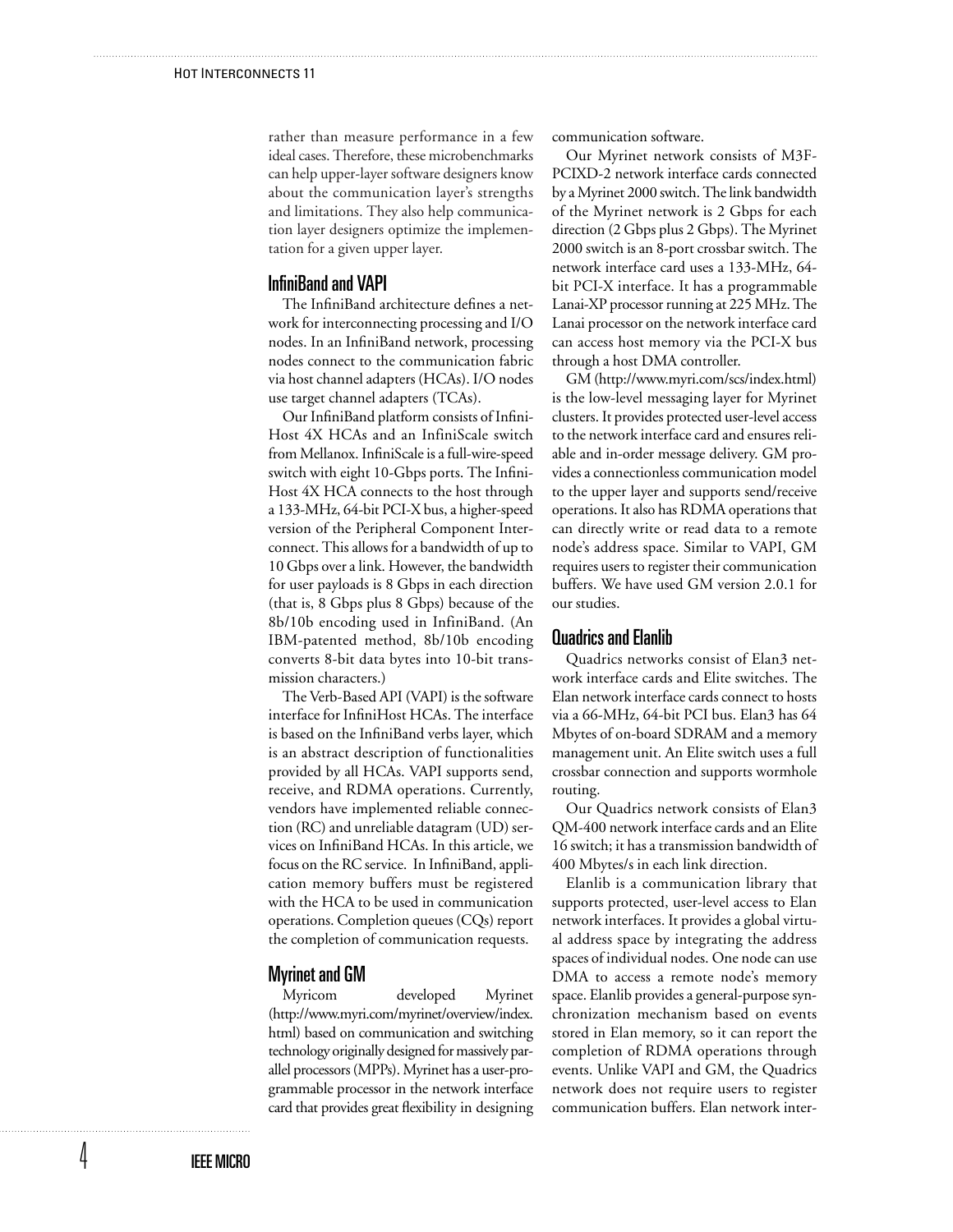rather than measure performance in a few ideal cases. Therefore, these microbenchmarks can help upper-layer software designers know about the communication layer's strengths and limitations. They also help communication layer designers optimize the implementation for a given upper layer.

## InfiniBand and VAPI

The InfiniBand architecture defines a network for interconnecting processing and I/O nodes. In an InfiniBand network, processing nodes connect to the communication fabric via host channel adapters (HCAs). I/O nodes use target channel adapters (TCAs).

Our InfiniBand platform consists of InfiniHost 4X HCAs and an InfiniScale switch from Mellanox. InfiniScale is a full-wire-speed switch with eight 10-Gbps ports. The InfiniHost 4X HCA connects to the host through a 133-MHz, 64-bit PCI-X bus, a higher-speed version of the Peripheral Component Interconnect. This allows for a bandwidth of up to 10 Gbps over a link. However, the bandwidth for user payloads is 8 Gbps in each direction (that is, 8 Gbps plus 8 Gbps) because of the 8b/10b encoding used in InfiniBand. (An IBM-patented method, 8b/10b encoding converts 8-bit data bytes into 10-bit transmission characters.)

The Verb-Based API (VAPI) is the software interface for InfiniHost HCAs. The interface is based on the InfiniBand verbs layer, which is an abstract description of functionalities provided by all HCAs. VAPI supports send, receive, and RDMA operations. Currently, vendors have implemented reliable connection (RC) and unreliable datagram (UD) services on InfiniBand HCAs. In this article, we focus on the RC service. In InfiniBand, application memory buffers must be registered with the HCA to be used in communication operations. Completion queues (CQs) report the completion of communication requests.

## Myrinet and GM

Myricom developed Myrinet (http://www.myri.com/myrinet/overview/index.html) based on communication and switching technology originally designed for massively parallel processors (MPPs). Myrinet has a user-programmable processor in the network interface card that provides great flexibility in designing communication software.

Our Myrinet network consists of M3F-PCIXD-2 network interface cards connected by a Myrinet 2000 switch. The link bandwidth of the Myrinet network is 2 Gbps for each direction (2 Gbps plus 2 Gbps). The Myrinet 2000 switch is an 8-port crossbar switch. The network interface card uses a 133-MHz, 64-bit PCI-X interface. It has a programmable Lanai-XP processor running at 225 MHz. The Lanai processor on the network interface card can access host memory via the PCI-X bus through a host DMA controller.

GM (http://www.myri.com/scs/index.html) is the low-level messaging layer for Myrinet clusters. It provides protected user-level access to the network interface card and ensures reliable and in-order message delivery. GM provides a connectionless communication model to the upper layer and supports send/receive operations. It also has RDMA operations that can directly write or read data to a remote node's address space. Similar to VAPI, GM requires users to register their communication buffers. We have used GM version 2.0.1 for our studies.

## Quadrics and Elanlib

Quadrics networks consist of Elan3 network interface cards and Elite switches. The Elan network interface cards connect to hosts via a 66-MHz, 64-bit PCI bus. Elan3 has 64 Mbytes of on-board SDRAM and a memory management unit. An Elite switch uses a full crossbar connection and supports wormhole routing.

Our Quadrics network consists of Elan3 QM-400 network interface cards and an Elite 16 switch; it has a transmission bandwidth of 400 Mbytes/s in each link direction.

Elanlib is a communication library that supports protected, user-level access to Elan network interfaces. It provides a global virtual address space by integrating the address spaces of individual nodes. One node can use DMA to access a remote node's memory space. Elanlib provides a general-purpose synchronization mechanism based on events stored in Elan memory, so it can report the completion of RDMA operations through events. Unlike VAPI and GM, the Quadrics network does not require users to register communication buffers. Elan network inter-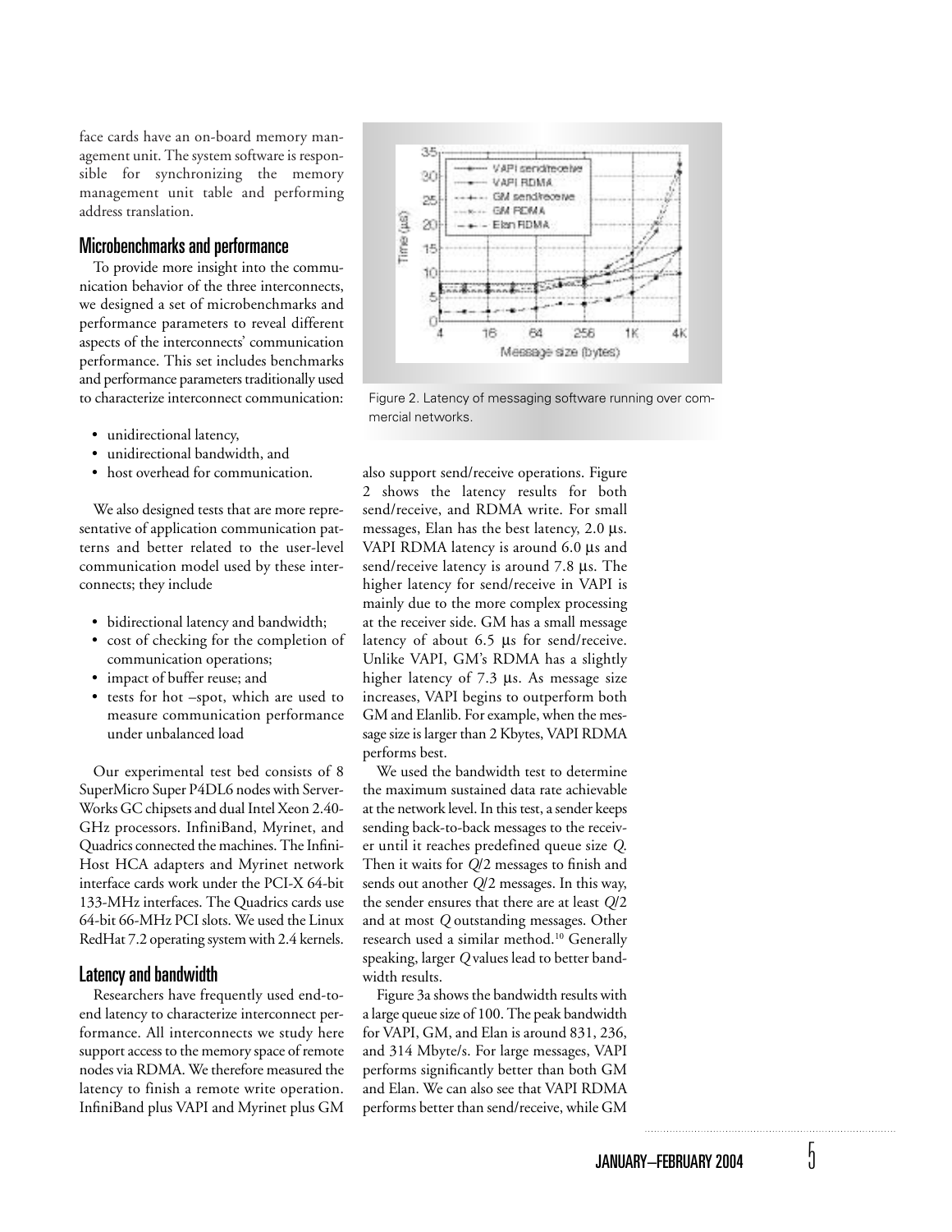face cards have an on-board memory management unit. The system software is responsible for synchronizing the memory management unit table and performing address translation.

## Microbenchmarks and performance

To provide more insight into the communication behavior of the three interconnects, we designed a set of microbenchmarks and performance parameters to reveal different aspects of the interconnects' communication performance. This set includes benchmarks and performance parameters traditionally used to characterize interconnect communication:

- unidirectional latency,
- unidirectional bandwidth, and
- host overhead for communication.

We also designed tests that are more representative of application communication patterns and better related to the user-level communication model used by these interconnects; they include

- bidirectional latency and bandwidth;
- cost of checking for the completion of communication operations;
- impact of buffer reuse; and
- tests for hot –spot, which are used to measure communication performance under unbalanced load

Our experimental test bed consists of 8 SuperMicro Super P4DL6 nodes with ServerWorks GC chipsets and dual Intel Xeon 2.40-GHz processors. InfiniBand, Myrinet, and Quadrics connected the machines. The InfiniHost HCA adapters and Myrinet network interface cards work under the PCI-X 64-bit 133-MHz interfaces. The Quadrics cards use 64-bit 66-MHz PCI slots. We used the Linux RedHat 7.2 operating system with 2.4 kernels.

## Latency and bandwidth

Researchers have frequently used end-to-end latency to characterize interconnect performance. All interconnects we study here support access to the memory space of remote nodes via RDMA. We therefore measured the latency to finish a remote write operation. InfiniBand plus VAPI and Myrinet plus GM also support send/receive operations. Figure 2 shows the latency results for both send/receive, and RDMA write. For small messages, Elan has the best latency, 2.0 μs. VAPI RDMA latency is around 6.0 μs and send/receive latency is around 7.8 μs. The higher latency for send/receive in VAPI is mainly due to the more complex processing at the receiver side. GM has a small message latency of about 6.5 μs for send/receive. Unlike VAPI, GM's RDMA has a slightly higher latency of 7.3 μs. As message size increases, VAPI begins to outperform both GM and Elanlib. For example, when the message size is larger than 2 Kbytes, VAPI RDMA performs best.

Figure 2. Latency of messaging software running over commercial networks.

We used the bandwidth test to determine the maximum sustained data rate achievable at the network level. In this test, a sender keeps sending back-to-back messages to the receiver until it reaches predefined queue size $Q$. Then it waits for $Q/2$ messages to finish and sends out another $Q/2$ messages. In this way, the sender ensures that there are at least $Q/2$ and at most $Q$ outstanding messages. Other research used a similar method.[10] Generally speaking, larger $Q$ values lead to better bandwidth results.

Figure 3a shows the bandwidth results with a large queue size of 100. The peak bandwidth for VAPI, GM, and Elan is around 831, 236, and 314 Mbyte/s. For large messages, VAPI performs significantly better than both GM and Elan. We can also see that VAPI RDMA performs better than send/receive, while GM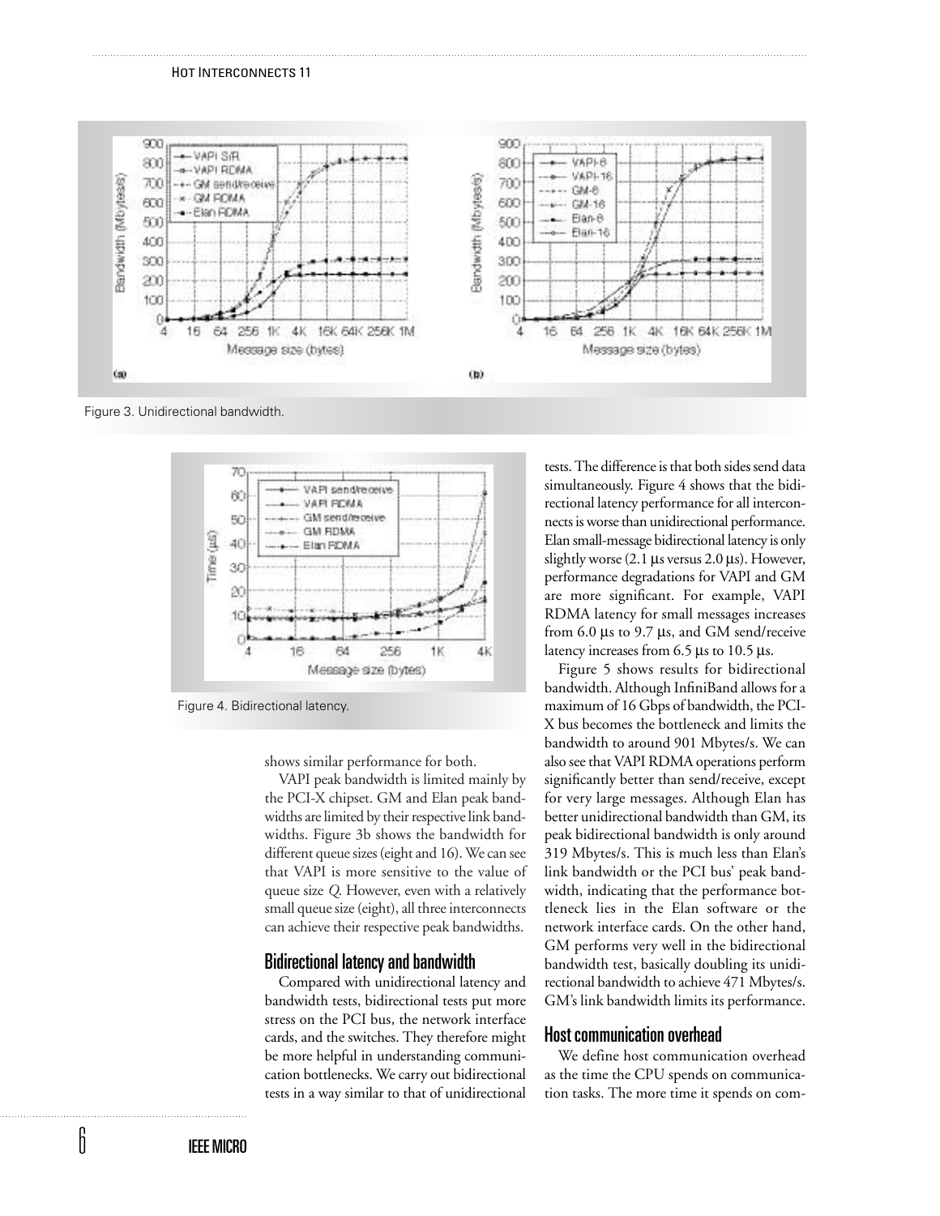Figure 3. Unidirectional bandwidth.

Figure 4. Bidirectional latency.

shows similar performance for both.

VAPI peak bandwidth is limited mainly by the PCI-X chipset. GM and Elan peak bandwidths are limited by their respective link bandwidths. Figure 3b shows the bandwidth for different queue sizes (eight and 16). We can see that VAPI is more sensitive to the value of queue size *Q*. However, even with a relatively small queue size (eight), all three interconnects can achieve their respective peak bandwidths.

## Bidirectional latency and bandwidth

Compared with unidirectional latency and bandwidth tests, bidirectional tests put more stress on the PCI bus, the network interface cards, and the switches. They therefore might be more helpful in understanding communication bottlenecks. We carry out bidirectional tests in a way similar to that of unidirectional tests. The difference is that both sides send data simultaneously. Figure 4 shows that the bidirectional latency performance for all interconnects is worse than unidirectional performance. Elan small-message bidirectional latency is only slightly worse (2.1 μs versus 2.0 μs). However, performance degradations for VAPI and GM are more significant. For example, VAPI RDMA latency for small messages increases from 6.0 μs to 9.7 μs, and GM send/receive latency increases from 6.5 μs to 10.5 μs.

Figure 5 shows results for bidirectional bandwidth. Although InfiniBand allows for a maximum of 16 Gbps of bandwidth, the PCI-X bus becomes the bottleneck and limits the bandwidth to around 901 Mbytes/s. We can also see that VAPI RDMA operations perform significantly better than send/receive, except for very large messages. Although Elan has better unidirectional bandwidth than GM, its peak bidirectional bandwidth is only around 319 Mbytes/s. This is much less than Elan's link bandwidth or the PCI bus' peak bandwidth, indicating that the performance bottleneck lies in the Elan software or the network interface cards. On the other hand, GM performs very well in the bidirectional bandwidth test, basically doubling its unidirectional bandwidth to achieve 471 Mbytes/s. GM's link bandwidth limits its performance.

## Host communication overhead

We define host communication overhead as the time the CPU spends on communication tasks. The more time it spends on com-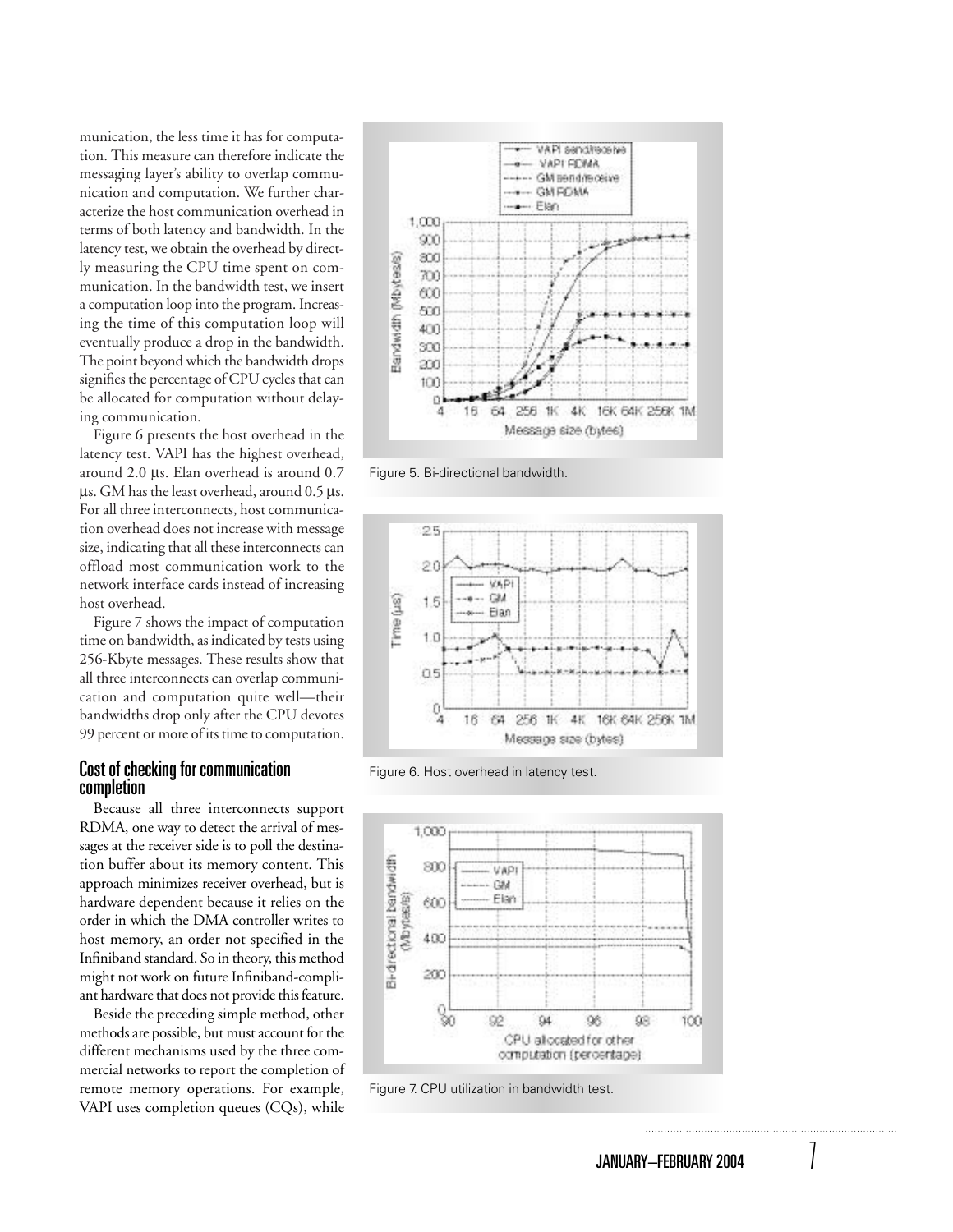munication, the less time it has for computation. This measure can therefore indicate the messaging layer's ability to overlap communication and computation. We further characterize the host communication overhead in terms of both latency and bandwidth. In the latency test, we obtain the overhead by directly measuring the CPU time spent on communication. In the bandwidth test, we insert a computation loop into the program. Increasing the time of this computation loop will eventually produce a drop in the bandwidth. The point beyond which the bandwidth drops signifies the percentage of CPU cycles that can be allocated for computation without delaying communication.

Figure 6 presents the host overhead in the latency test. VAPI has the highest overhead, around 2.0 μs. Elan overhead is around 0.7 μs. GM has the least overhead, around 0.5 μs. For all three interconnects, host communication overhead does not increase with message size, indicating that all these interconnects can offload most communication work to the network interface cards instead of increasing host overhead.

Figure 7 shows the impact of computation time on bandwidth, as indicated by tests using 256-Kbyte messages. These results show that all three interconnects can overlap communication and computation quite well—their bandwidths drop only after the CPU devotes 99 percent or more of its time to computation.

## Cost of checking for communication completion

Because all three interconnects support RDMA, one way to detect the arrival of messages at the receiver side is to poll the destination buffer about its memory content. This approach minimizes receiver overhead, but is hardware dependent because it relies on the order in which the DMA controller writes to host memory, an order not specified in the Infiniband standard. So in theory, this method might not work on future Infiniband-compliant hardware that does not provide this feature.

Beside the preceding simple method, other methods are possible, but must account for the different mechanisms used by the three commercial networks to report the completion of remote memory operations. For example, VAPI uses completion queues (CQs), while

Figure 5. Bi-directional bandwidth.

Figure 6. Host overhead in latency test.

Figure 7. CPU utilization in bandwidth test.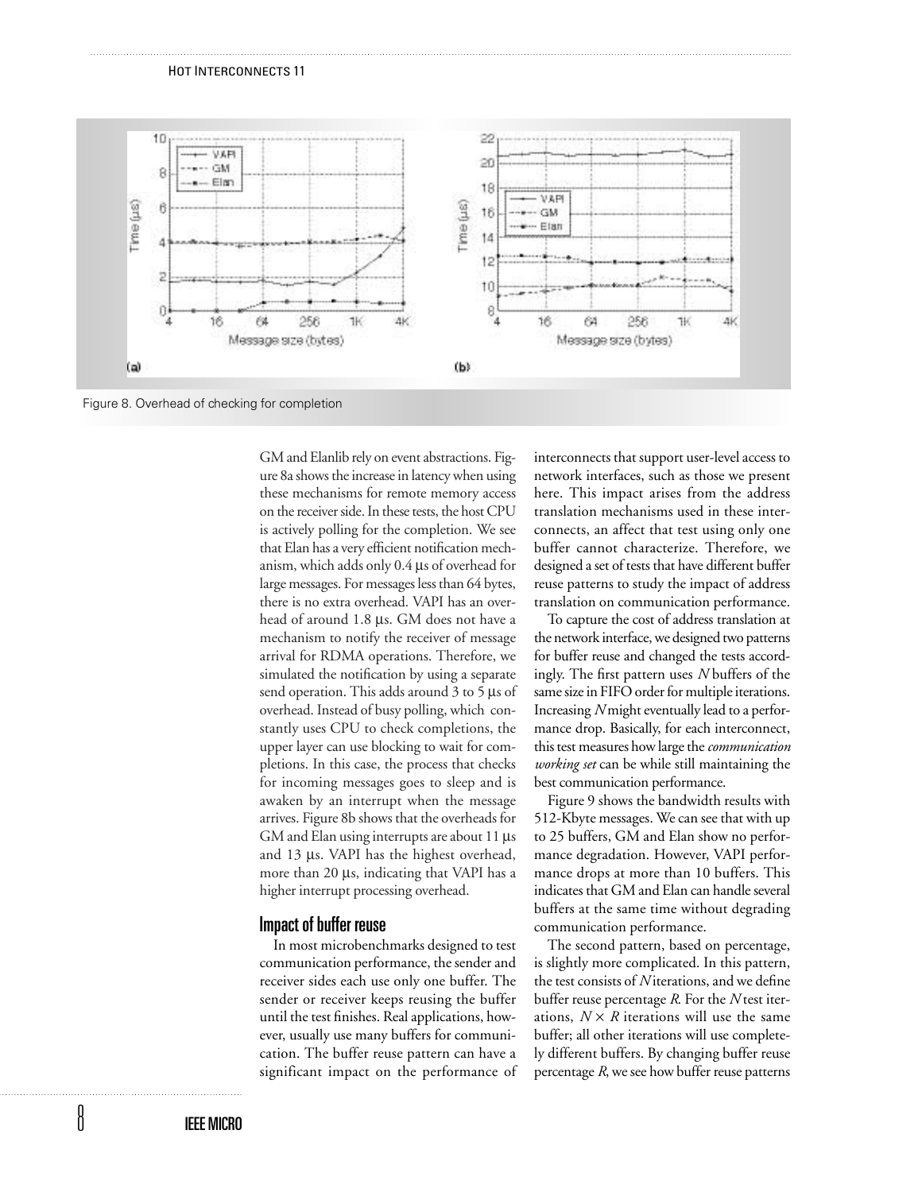Figure 8. Overhead of checking for completion

GM and Elanlib rely on event abstractions. Figure 8a shows the increase in latency when using these mechanisms for remote memory access on the receiver side. In these tests, the host CPU is actively polling for the completion. We see that Elan has a very efficient notification mechanism, which adds only 0.4 µs of overhead for large messages. For messages less than 64 bytes, there is no extra overhead. VAPI has an overhead of around 1.8 µs. GM does not have a mechanism to notify the receiver of message arrival for RDMA operations. Therefore, we simulated the notification by using a separate send operation. This adds around 3 to 5 µs of overhead. Instead of busy polling, which constantly uses CPU to check completions, the upper layer can use blocking to wait for completions. In this case, the process that checks for incoming messages goes to sleep and is awaken by an interrupt when the message arrives. Figure 8b shows that the overheads for GM and Elan using interrupts are about 11 µs and 13 µs. VAPI has the highest overhead, more than 20 µs, indicating that VAPI has a higher interrupt processing overhead.

## Impact of buffer reuse

In most microbenchmarks designed to test communication performance, the sender and receiver sides each use only one buffer. The sender or receiver keeps reusing the buffer until the test finishes. Real applications, however, usually use many buffers for communication. The buffer reuse pattern can have a significant impact on the performance of interconnects that support user-level access to network interfaces, such as those we present here. This impact arises from the address translation mechanisms used in these interconnects, an affect that test using only one buffer cannot characterize. Therefore, we designed a set of tests that have different buffer reuse patterns to study the impact of address translation on communication performance.

To capture the cost of address translation at the network interface, we designed two patterns for buffer reuse and changed the tests accordingly. The first pattern uses $N$ buffers of the same size in FIFO order for multiple iterations. Increasing $N$ might eventually lead to a performance drop. Basically, for each interconnect, this test measures how large the *communication working set* can be while still maintaining the best communication performance.

Figure 9 shows the bandwidth results with 512-Kbyte messages. We can see that with up to 25 buffers, GM and Elan show no performance degradation. However, VAPI performance drops at more than 10 buffers. This indicates that GM and Elan can handle several buffers at the same time without degrading communication performance.

The second pattern, based on percentage, is slightly more complicated. In this pattern, the test consists of $N$ iterations, and we define buffer reuse percentage $R$. For the $N$ test iterations, $N \times R$ iterations will use the same buffer; all other iterations will use completely different buffers. By changing buffer reuse percentage $R$, we see how buffer reuse patterns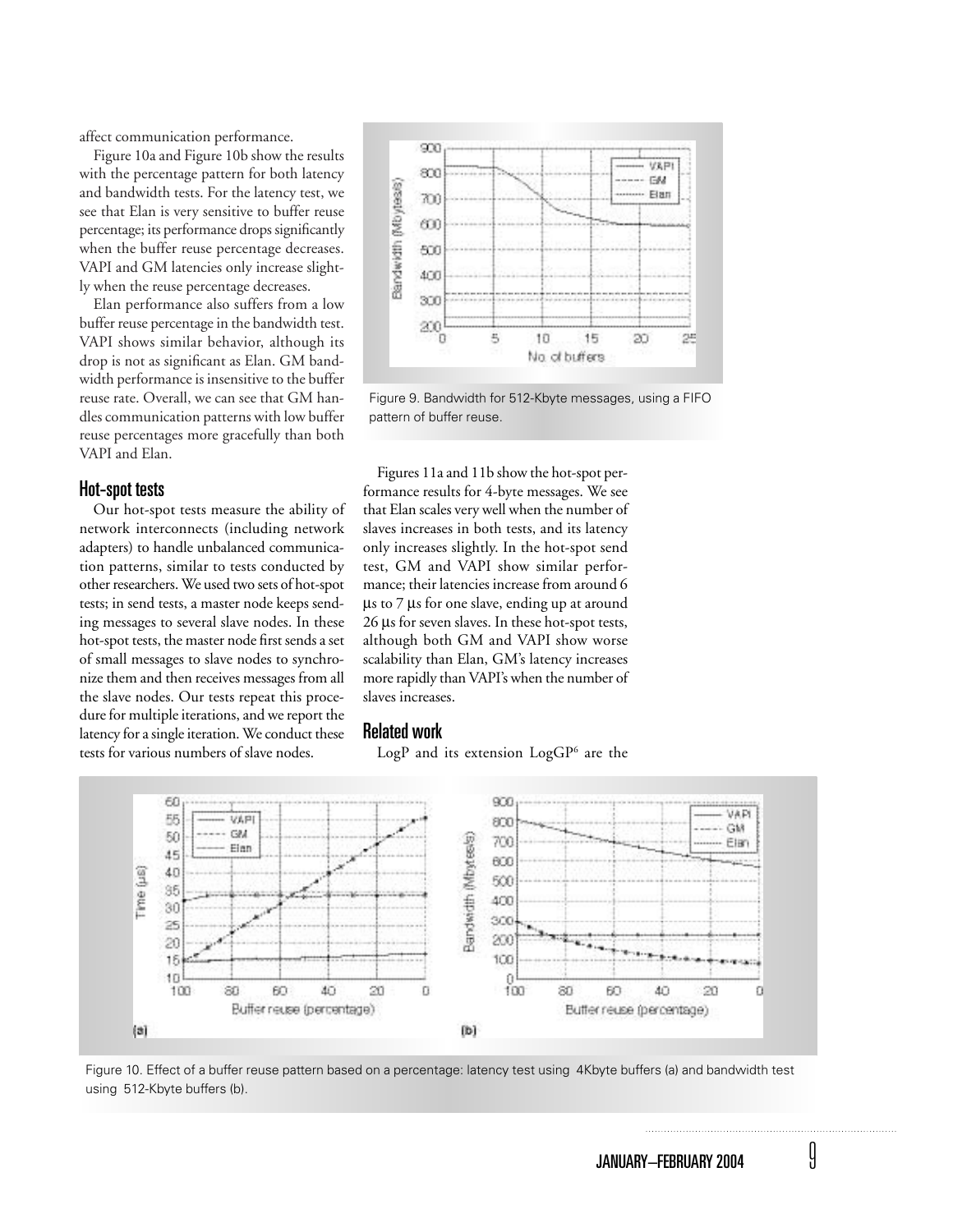affect communication performance.

Figure 10a and Figure 10b show the results with the percentage pattern for both latency and bandwidth tests. For the latency test, we see that Elan is very sensitive to buffer reuse percentage; its performance drops significantly when the buffer reuse percentage decreases. VAPI and GM latencies only increase slightly when the reuse percentage decreases.

Elan performance also suffers from a low buffer reuse percentage in the bandwidth test. VAPI shows similar behavior, although its drop is not as significant as Elan. GM bandwidth performance is insensitive to the buffer reuse rate. Overall, we can see that GM handles communication patterns with low buffer reuse percentages more gracefully than both VAPI and Elan.

Figure 9. Bandwidth for 512-Kbyte messages, using a FIFO pattern of buffer reuse.

## Hot-spot tests

Our hot-spot tests measure the ability of network interconnects (including network adapters) to handle unbalanced communication patterns, similar to tests conducted by other researchers. We used two sets of hot-spot tests; in send tests, a master node keeps sending messages to several slave nodes. In these hot-spot tests, the master node first sends a set of small messages to slave nodes to synchronize them and then receives messages from all the slave nodes. Our tests repeat this procedure for multiple iterations, and we report the latency for a single iteration. We conduct these tests for various numbers of slave nodes.

Figures 11a and 11b show the hot-spot performance results for 4-byte messages. We see that Elan scales very well when the number of slaves increases in both tests, and its latency only increases slightly. In the hot-spot send test, GM and VAPI show similar performance; their latencies increase from around 6 μs to 7 μs for one slave, ending up at around 26 μs for seven slaves. In these hot-spot tests, although both GM and VAPI show worse scalability than Elan, GM's latency increases more rapidly than VAPI's when the number of slaves increases.

## Related work

LogP and its extension LogGP[6] are the

Figure 10. Effect of a buffer reuse pattern based on a percentage: latency test using 4Kbyte buffers (a) and bandwidth test using 512-Kbyte buffers (b).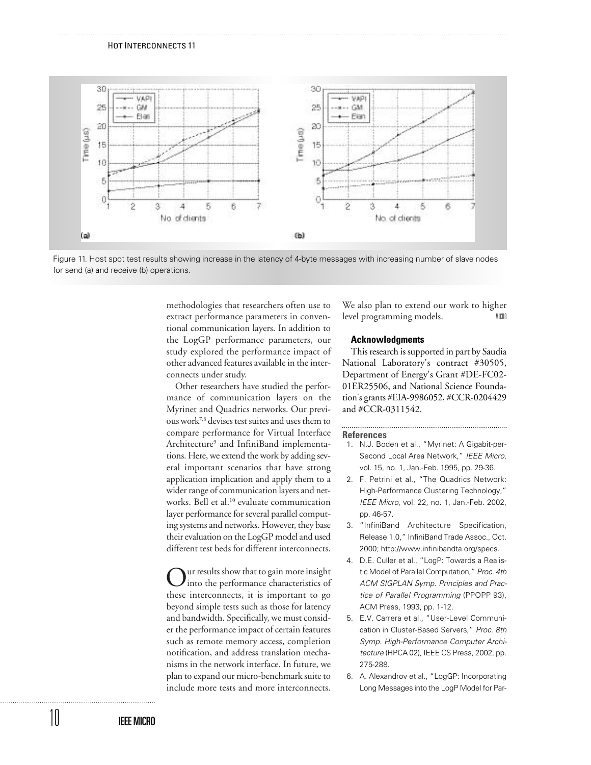Figure 11. Host spot test results showing increase in the latency of 4-byte messages with increasing number of slave nodes for send (a) and receive (b) operations.

methodologies that researchers often use to extract performance parameters in conventional communication layers. In addition to the LogGP performance parameters, our study explored the performance impact of other advanced features available in the interconnects under study.

Other researchers have studied the performance of communication layers on the Myrinet and Quadrics networks. Our previous work[7,8] devises test suites and uses them to compare performance for Virtual Interface Architecture[9] and InfiniBand implementations. Here, we extend the work by adding several important scenarios that have strong application implication and apply them to a wider range of communication layers and networks. Bell et al.[10] evaluate communication layer performance for several parallel computing systems and networks. However, they base their evaluation on the LogGP model and used different test beds for different interconnects.

Our results show that to gain more insight into the performance characteristics of these interconnects, it is important to go beyond simple tests such as those for latency and bandwidth. Specifically, we must consider the performance impact of certain features such as remote memory access, completion notification, and address translation mechanisms in the network interface. In future, we plan to expand our micro-benchmark suite to include more tests and more interconnects. We also plan to extend our work to higher level programming models.

### Acknowledgments

This research is supported in part by Saudia National Laboratory's contract #30505, Department of Energy's Grant #DE-FC02-01ER25506, and National Science Foundation's grants #EIA-9986052, #CCR-0204429 and #CCR-0311542.

### References

1. N.J. Boden et al., "Myrinet: A Gigabit-per-Second Local Area Network," *IEEE Micro*, vol. 15, no. 1, Jan.-Feb. 1995, pp. 29-36.
2. F. Petrini et al., "The Quadrics Network: High-Performance Clustering Technology," *IEEE Micro*, vol. 22, no. 1, Jan.-Feb. 2002, pp. 46-57.
3. "InfiniBand Architecture Specification, Release 1.0," InfiniBand Trade Assoc., Oct. 2000; http://www.infinibandta.org/specs.
4. D.E. Culler et al., "LogP: Towards a Realistic Model of Parallel Computation," *Proc. 4th ACM SIGPLAN Symp. Principles and Practice of Parallel Programming* (PPOPP 93), ACM Press, 1993, pp. 1-12.
5. E.V. Carrera et al., "User-Level Communication in Cluster-Based Servers," *Proc. 8th Symp. High-Performance Computer Architecture* (HPCA 02), IEEE CS Press, 2002, pp. 275-288.
6. A. Alexandrov et al., "LogGP: Incorporating Long Messages into the LogP Model for Par-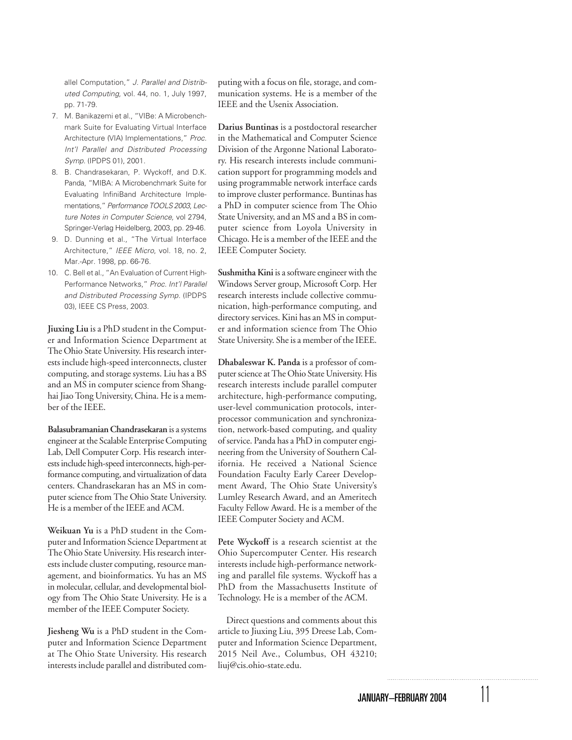allel Computation," *J. Parallel and Distributed Computing*, vol. 44, no. 1, July 1997, pp. 71-79.

7. M. Banikazemi et al., "VIBe: A Microbenchmark Suite for Evaluating Virtual Interface Architecture (VIA) Implementations," *Proc. Int'l Parallel and Distributed Processing Symp.* (IPDPS 01), 2001.
8. B. Chandrasekaran, P. Wyckoff, and D.K. Panda, "MIBA: A Microbenchmark Suite for Evaluating InfiniBand Architecture Implementations," *Performance TOOLS 2003*, *Lecture Notes in Computer Science,* vol 2794, Springer-Verlag Heidelberg, 2003, pp. 29-46.
9. D. Dunning et al., "The Virtual Interface Architecture," *IEEE Micro*, vol. 18, no. 2, Mar.-Apr. 1998, pp. 66-76.
10. C. Bell et al., "An Evaluation of Current High-Performance Networks," *Proc. Int'l Parallel and Distributed Processing Symp.* (IPDPS 03), IEEE CS Press, 2003.

**Jiuxing Liu** is a PhD student in the Computer and Information Science Department at The Ohio State University. His research interests include high-speed interconnects, cluster computing, and storage systems. Liu has a BS and an MS in computer science from Shanghai Jiao Tong University, China. He is a member of the IEEE.

**Balasubramanian Chandrasekaran** is a systems engineer at the Scalable Enterprise Computing Lab, Dell Computer Corp. His research interests include high-speed interconnects, high-performance computing, and virtualization of data centers. Chandrasekaran has an MS in computer science from The Ohio State University. He is a member of the IEEE and ACM.

**Weikuan Yu** is a PhD student in the Computer and Information Science Department at The Ohio State University. His research interests include cluster computing, resource management, and bioinformatics. Yu has an MS in molecular, cellular, and developmental biology from The Ohio State University. He is a member of the IEEE Computer Society.

**Jiesheng Wu** is a PhD student in the Computer and Information Science Department at The Ohio State University. His research interests include parallel and distributed computing with a focus on file, storage, and communication systems. He is a member of the IEEE and the Usenix Association.

**Darius Buntinas** is a postdoctoral researcher in the Mathematical and Computer Science Division of the Argonne National Laboratory. His research interests include communication support for programming models and using programmable network interface cards to improve cluster performance. Buntinas has a PhD in computer science from The Ohio State University, and an MS and a BS in computer science from Loyola University in Chicago. He is a member of the IEEE and the IEEE Computer Society.

**Sushmitha Kini** is a software engineer with the Windows Server group, Microsoft Corp. Her research interests include collective communication, high-performance computing, and directory services. Kini has an MS in computer and information science from The Ohio State University. She is a member of the IEEE.

**Dhabaleswar K. Panda** is a professor of computer science at The Ohio State University. His research interests include parallel computer architecture, high-performance computing, user-level communication protocols, interprocessor communication and synchronization, network-based computing, and quality of service. Panda has a PhD in computer engineering from the University of Southern California. He received a National Science Foundation Faculty Early Career Development Award, The Ohio State University's Lumley Research Award, and an Ameritech Faculty Fellow Award. He is a member of the IEEE Computer Society and ACM.

**Pete Wyckoff** is a research scientist at the Ohio Supercomputer Center. His research interests include high-performance networking and parallel file systems. Wyckoff has a PhD from the Massachusetts Institute of Technology. He is a member of the ACM.

Direct questions and comments about this article to Jiuxing Liu, 395 Dreese Lab, Computer and Information Science Department, 2015 Neil Ave., Columbus, OH 43210; liuj@cis.ohio-state.edu.